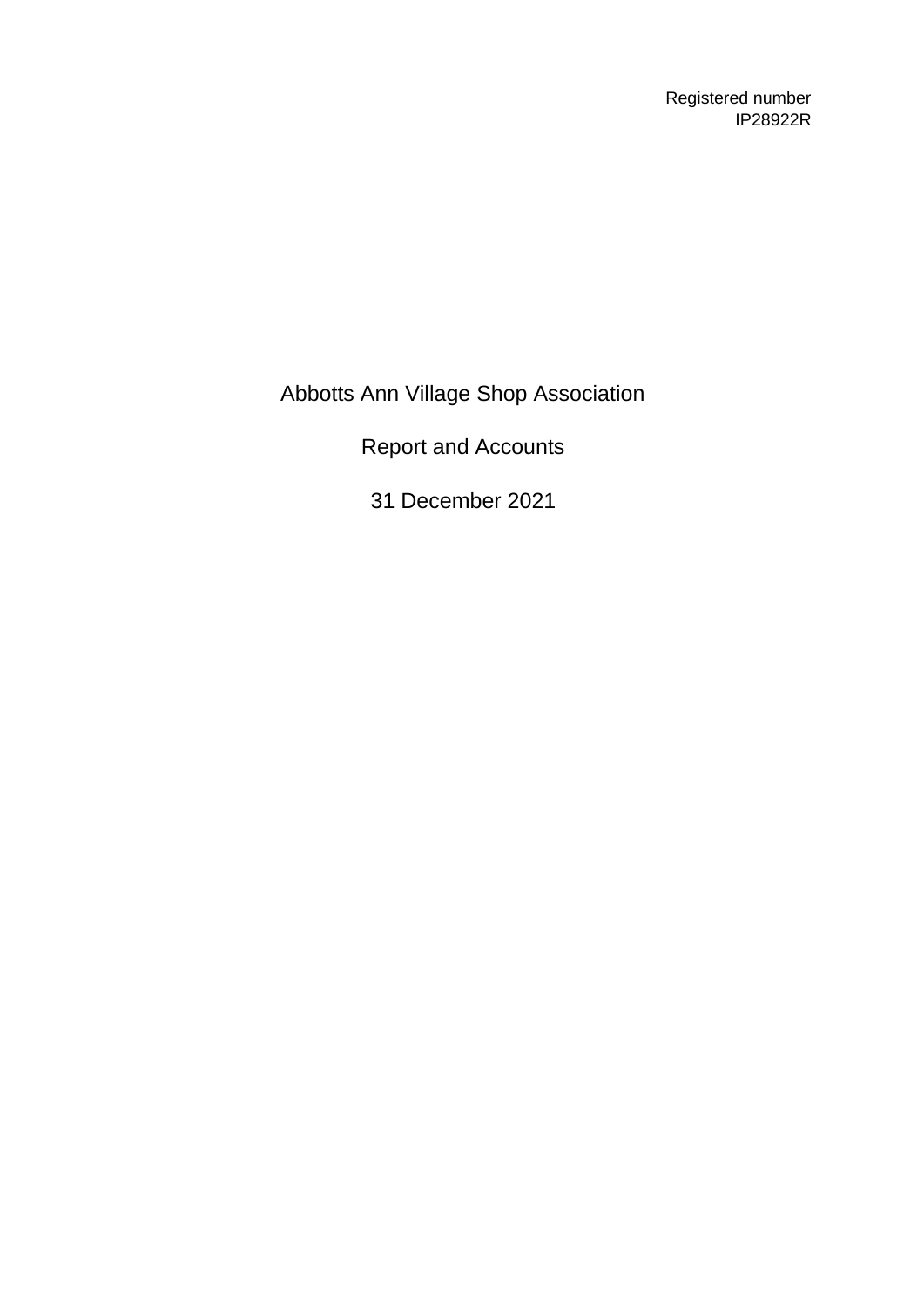Registered number
IP28922R

# Abbotts Ann Village Shop Association

## Report and Accounts

## 31 December 2021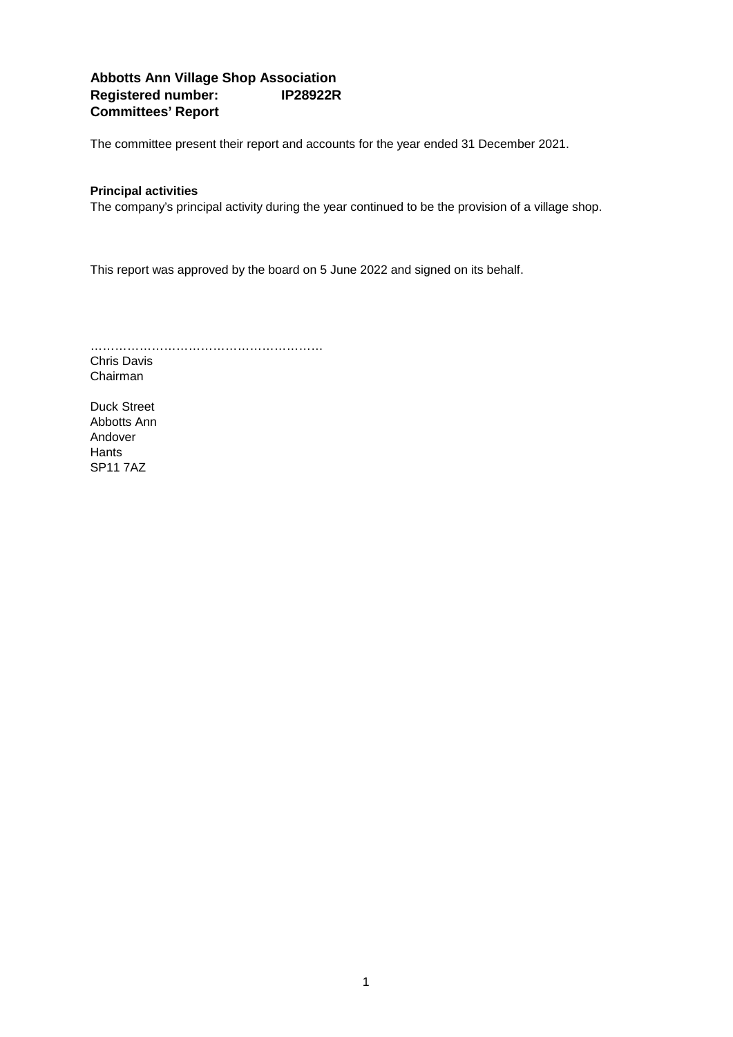**Abbotts Ann Village Shop Association**
**Registered number: IP28922R**
**Committees' Report**

The committee present their report and accounts for the year ended 31 December 2021.

**Principal activities**
The company's principal activity during the year continued to be the provision of a village shop.

This report was approved by the board on 5 June 2022 and signed on its behalf.

………………………………………………….
Chris Davis
Chairman

Duck Street
Abbotts Ann
Andover
Hants
SP11 7AZ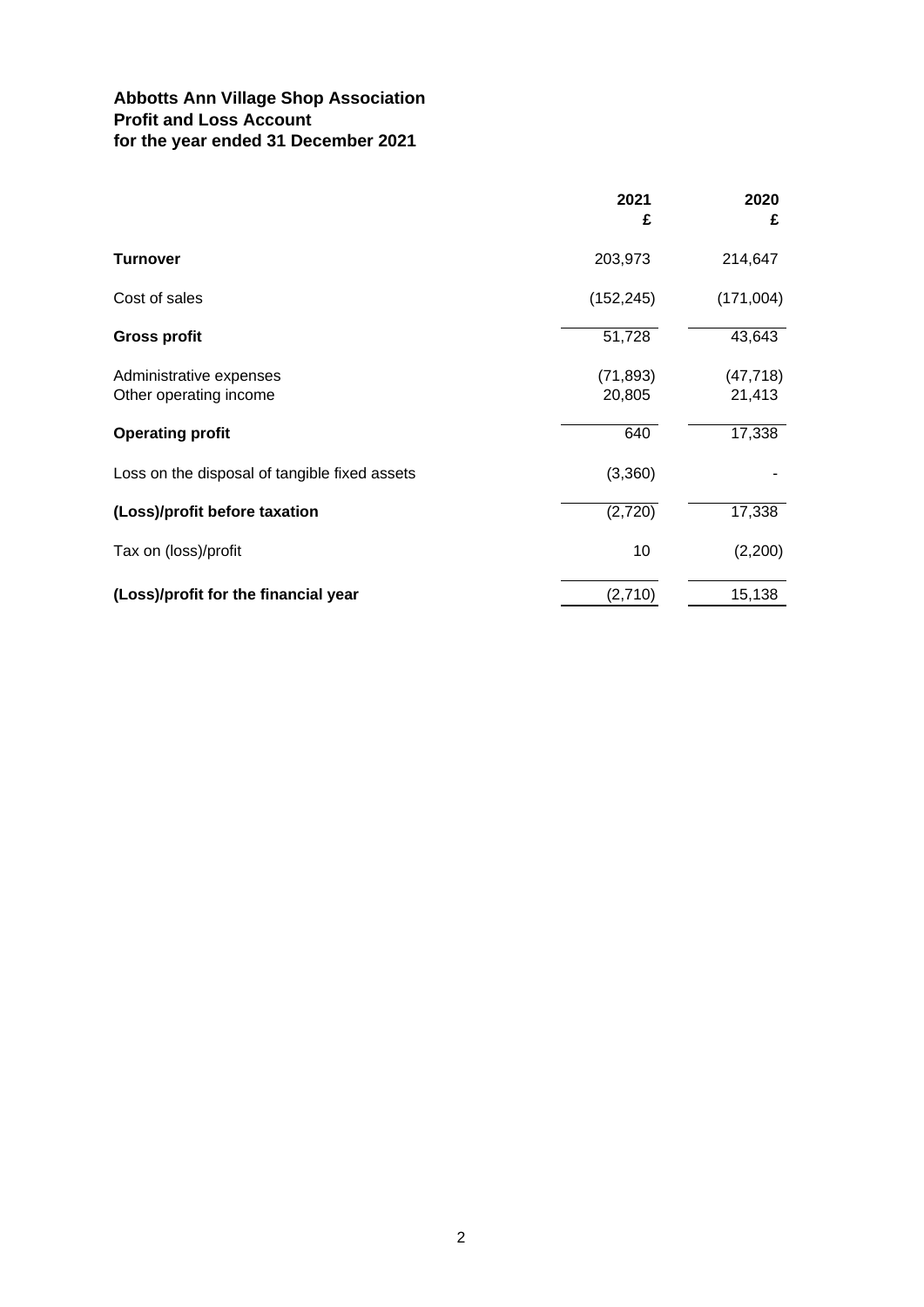# Abbotts Ann Village Shop Association
## Profit and Loss Account
## for the year ended 31 December 2021

| | 2021<br>£ | 2020<br>£ |
|---|---|---|
| **Turnover** | 203,973 | 214,647 |
| Cost of sales | (152,245) | (171,004) |
| **Gross profit** | 51,728 | 43,643 |
| Administrative expenses | (71,893) | (47,718) |
| Other operating income | 20,805 | 21,413 |
| **Operating profit** | 640 | 17,338 |
| Loss on the disposal of tangible fixed assets | (3,360) | - |
| **(Loss)/profit before taxation** | (2,720) | 17,338 |
| Tax on (loss)/profit | 10 | (2,200) |
| **(Loss)/profit for the financial year** | (2,710) | 15,138 |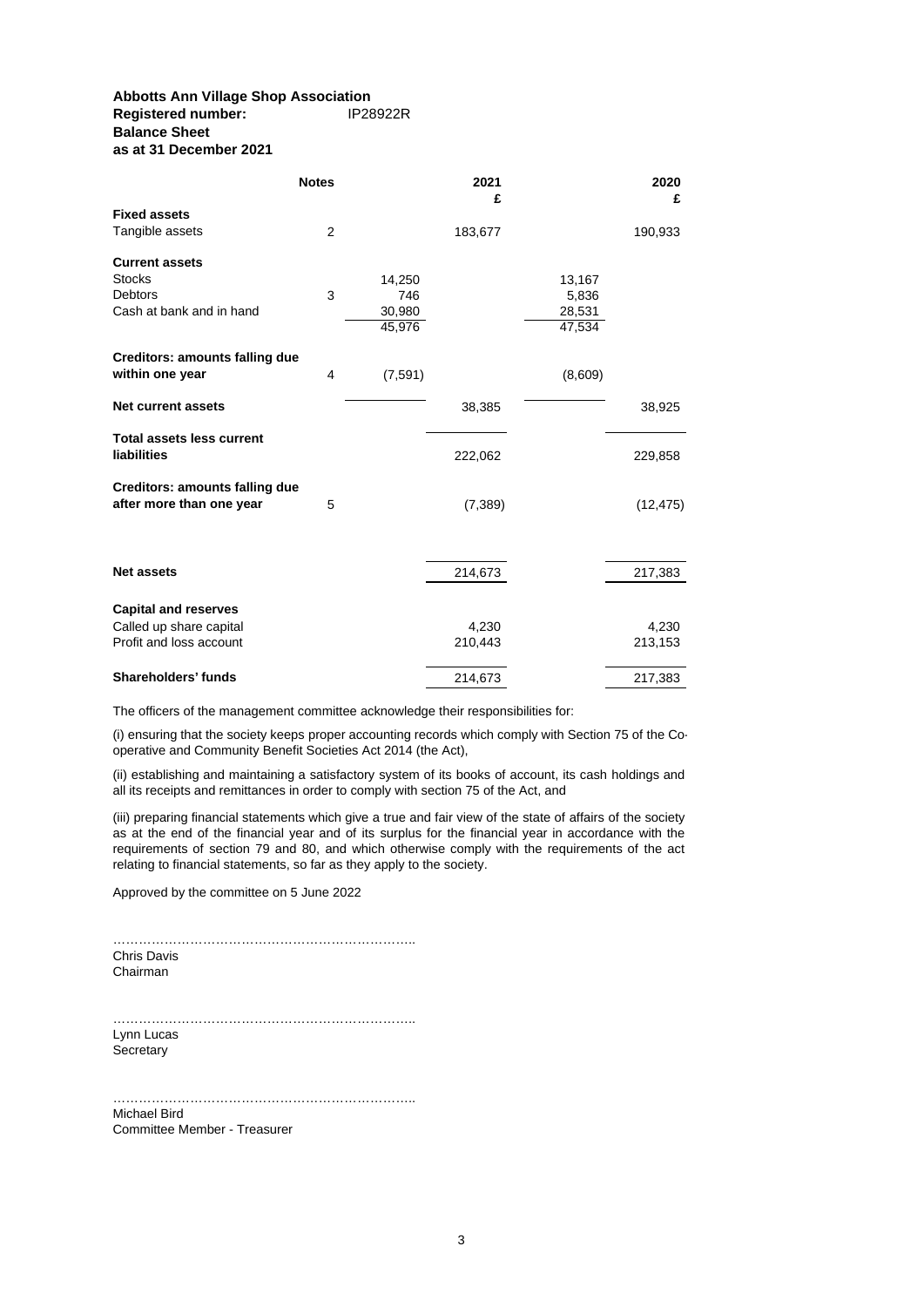**Abbotts Ann Village Shop Association**
**Registered number:** IP28922R
**Balance Sheet**
**as at 31 December 2021**

| | Notes | | 2021 £ | | 2020 £ |
|---|---|---|---|---|---|
| **Fixed assets** | | | | | |
| Tangible assets | 2 | | 183,677 | | 190,933 |
| **Current assets** | | | | | |
| Stocks | | 14,250 | | 13,167 | |
| Debtors | 3 | 746 | | 5,836 | |
| Cash at bank and in hand | | 30,980 | | 28,531 | |
| | | 45,976 | | 47,534 | |
| **Creditors: amounts falling due within one year** | 4 | (7,591) | | (8,609) | |
| **Net current assets** | | | 38,385 | | 38,925 |
| **Total assets less current liabilities** | | | 222,062 | | 229,858 |
| **Creditors: amounts falling due after more than one year** | 5 | | (7,389) | | (12,475) |
| **Net assets** | | | 214,673 | | 217,383 |
| **Capital and reserves** | | | | | |
| Called up share capital | | | 4,230 | | 4,230 |
| Profit and loss account | | | 210,443 | | 213,153 |
| **Shareholders' funds** | | | 214,673 | | 217,383 |

The officers of the management committee acknowledge their responsibilities for:

(i) ensuring that the society keeps proper accounting records which comply with Section 75 of the Co-operative and Community Benefit Societies Act 2014 (the Act),

(ii) establishing and maintaining a satisfactory system of its books of account, its cash holdings and all its receipts and remittances in order to comply with section 75 of the Act, and

(iii) preparing financial statements which give a true and fair view of the state of affairs of the society as at the end of the financial year and of its surplus for the financial year in accordance with the requirements of section 79 and 80, and which otherwise comply with the requirements of the act relating to financial statements, so far as they apply to the society.

Approved by the committee on 5 June 2022

………………………………………………………………..
Chris Davis
Chairman

………………………………………………………………..
Lynn Lucas
Secretary

………………………………………………………………..
Michael Bird
Committee Member - Treasurer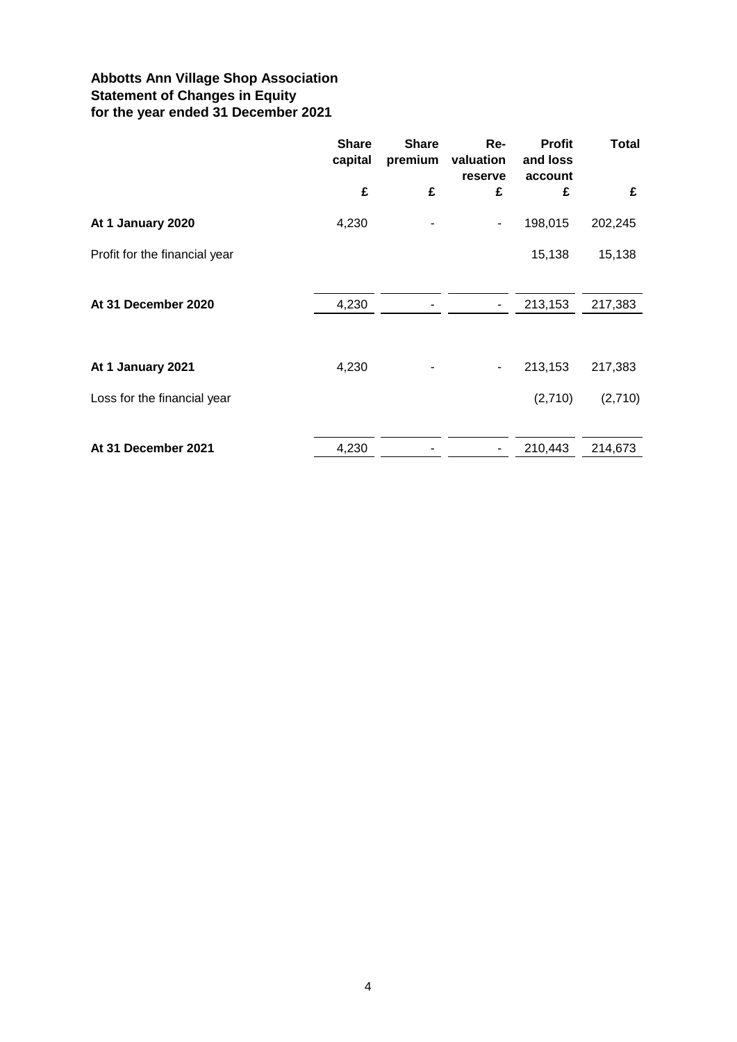**Abbotts Ann Village Shop Association**
**Statement of Changes in Equity**
**for the year ended 31 December 2021**

| | Share capital | Share premium | Re-valuation reserve | Profit and loss account | Total |
|---|---|---|---|---|---|
| | £ | £ | £ | £ | £ |
| **At 1 January 2020** | 4,230 | - | - | 198,015 | 202,245 |
| Profit for the financial year | | | | 15,138 | 15,138 |
| **At 31 December 2020** | 4,230 | - | - | 213,153 | 217,383 |
| **At 1 January 2021** | 4,230 | - | - | 213,153 | 217,383 |
| Loss for the financial year | | | | (2,710) | (2,710) |
| **At 31 December 2021** | 4,230 | - | - | 210,443 | 214,673 |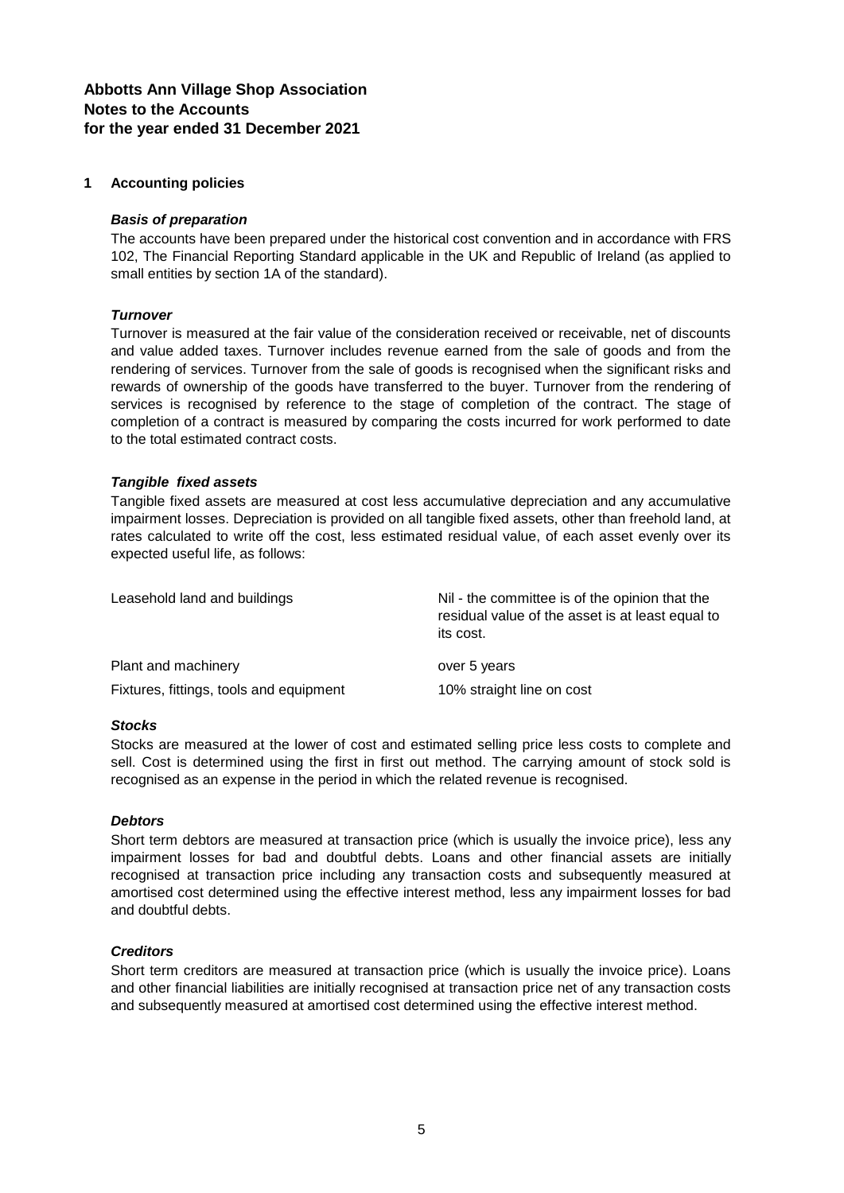**Abbotts Ann Village Shop Association**
**Notes to the Accounts**
**for the year ended 31 December 2021**

## 1 Accounting policies

### *Basis of preparation*

The accounts have been prepared under the historical cost convention and in accordance with FRS 102, The Financial Reporting Standard applicable in the UK and Republic of Ireland (as applied to small entities by section 1A of the standard).

### *Turnover*

Turnover is measured at the fair value of the consideration received or receivable, net of discounts and value added taxes. Turnover includes revenue earned from the sale of goods and from the rendering of services. Turnover from the sale of goods is recognised when the significant risks and rewards of ownership of the goods have transferred to the buyer. Turnover from the rendering of services is recognised by reference to the stage of completion of the contract. The stage of completion of a contract is measured by comparing the costs incurred for work performed to date to the total estimated contract costs.

### *Tangible fixed assets*

Tangible fixed assets are measured at cost less accumulative depreciation and any accumulative impairment losses. Depreciation is provided on all tangible fixed assets, other than freehold land, at rates calculated to write off the cost, less estimated residual value, of each asset evenly over its expected useful life, as follows:

| | |
|---|---|
| Leasehold land and buildings | Nil - the committee is of the opinion that the residual value of the asset is at least equal to its cost. |
| Plant and machinery | over 5 years |
| Fixtures, fittings, tools and equipment | 10% straight line on cost |

### *Stocks*

Stocks are measured at the lower of cost and estimated selling price less costs to complete and sell. Cost is determined using the first in first out method. The carrying amount of stock sold is recognised as an expense in the period in which the related revenue is recognised.

### *Debtors*

Short term debtors are measured at transaction price (which is usually the invoice price), less any impairment losses for bad and doubtful debts. Loans and other financial assets are initially recognised at transaction price including any transaction costs and subsequently measured at amortised cost determined using the effective interest method, less any impairment losses for bad and doubtful debts.

### *Creditors*

Short term creditors are measured at transaction price (which is usually the invoice price). Loans and other financial liabilities are initially recognised at transaction price net of any transaction costs and subsequently measured at amortised cost determined using the effective interest method.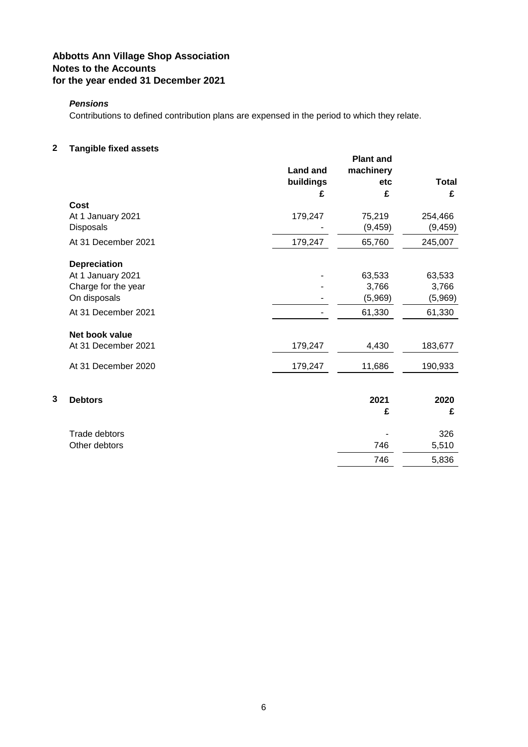# Abbotts Ann Village Shop Association
# Notes to the Accounts
# for the year ended 31 December 2021

***Pensions***

Contributions to defined contribution plans are expensed in the period to which they relate.

## 2 Tangible fixed assets

| | Land and buildings | Plant and machinery etc | Total |
|---|---|---|---|
| | £ | £ | £ |
| **Cost** | | | |
| At 1 January 2021 | 179,247 | 75,219 | 254,466 |
| Disposals | - | (9,459) | (9,459) |
| At 31 December 2021 | 179,247 | 65,760 | 245,007 |
| **Depreciation** | | | |
| At 1 January 2021 | - | 63,533 | 63,533 |
| Charge for the year | - | 3,766 | 3,766 |
| On disposals | - | (5,969) | (5,969) |
| At 31 December 2021 | - | 61,330 | 61,330 |
| **Net book value** | | | |
| At 31 December 2021 | 179,247 | 4,430 | 183,677 |
| At 31 December 2020 | 179,247 | 11,686 | 190,933 |

## 3 Debtors

| | 2021 | 2020 |
|---|---|---|
| | £ | £ |
| Trade debtors | - | 326 |
| Other debtors | 746 | 5,510 |
| | 746 | 5,836 |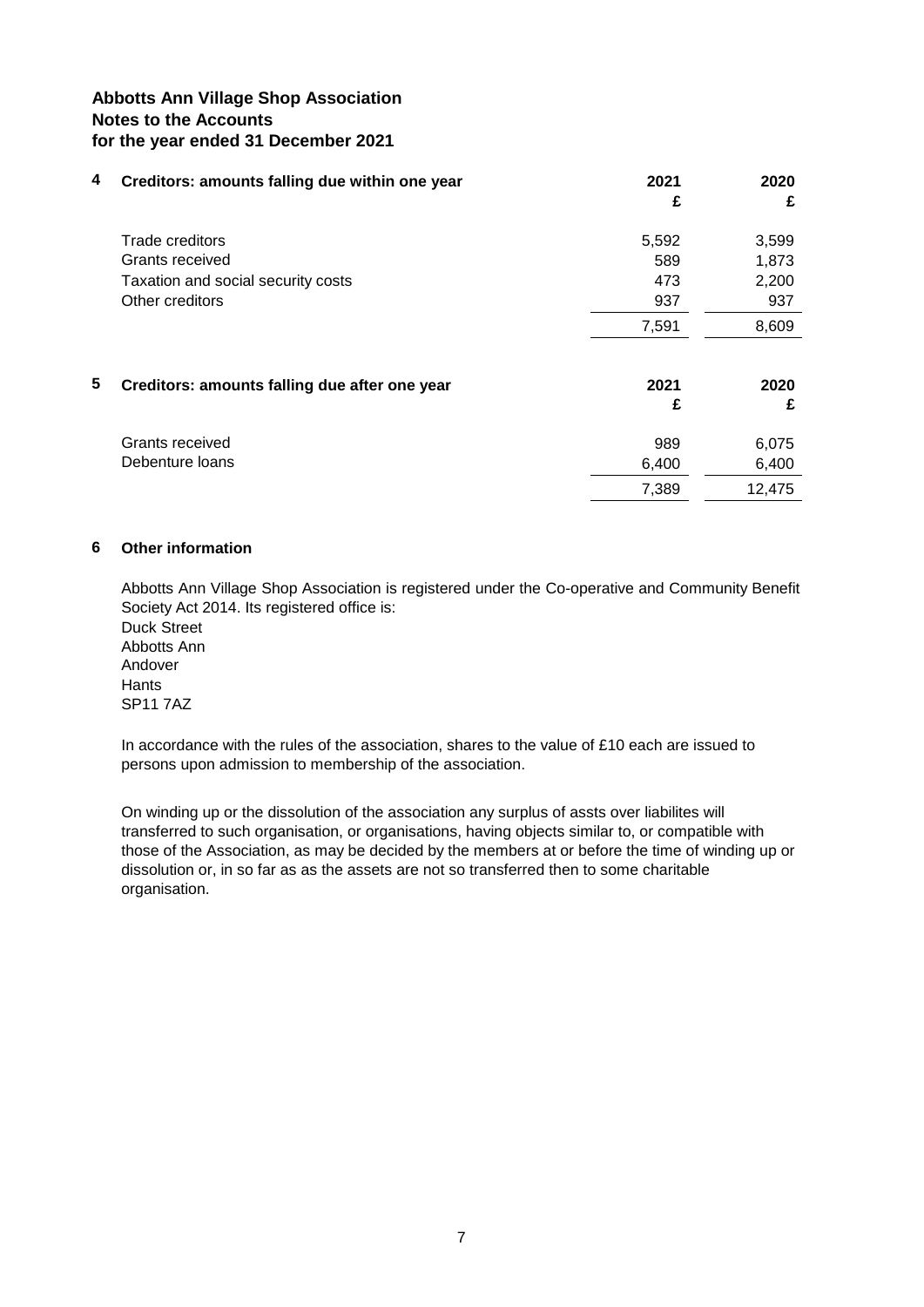**Abbotts Ann Village Shop Association**
**Notes to the Accounts**
**for the year ended 31 December 2021**

| **4 Creditors: amounts falling due within one year** | **2021** | **2020** |
|---|---|---|
| | **£** | **£** |
| Trade creditors | 5,592 | 3,599 |
| Grants received | 589 | 1,873 |
| Taxation and social security costs | 473 | 2,200 |
| Other creditors | 937 | 937 |
| | 7,591 | 8,609 |

| **5 Creditors: amounts falling due after one year** | **2021** | **2020** |
|---|---|---|
| | **£** | **£** |
| Grants received | 989 | 6,075 |
| Debenture loans | 6,400 | 6,400 |
| | 7,389 | 12,475 |

**6 Other information**

Abbotts Ann Village Shop Association is registered under the Co-operative and Community Benefit Society Act 2014. Its registered office is:
Duck Street
Abbotts Ann
Andover
Hants
SP11 7AZ

In accordance with the rules of the association, shares to the value of £10 each are issued to persons upon admission to membership of the association.

On winding up or the dissolution of the association any surplus of assts over liabilites will transferred to such organisation, or organisations, having objects similar to, or compatible with those of the Association, as may be decided by the members at or before the time of winding up or dissolution or, in so far as as the assets are not so transferred then to some charitable organisation.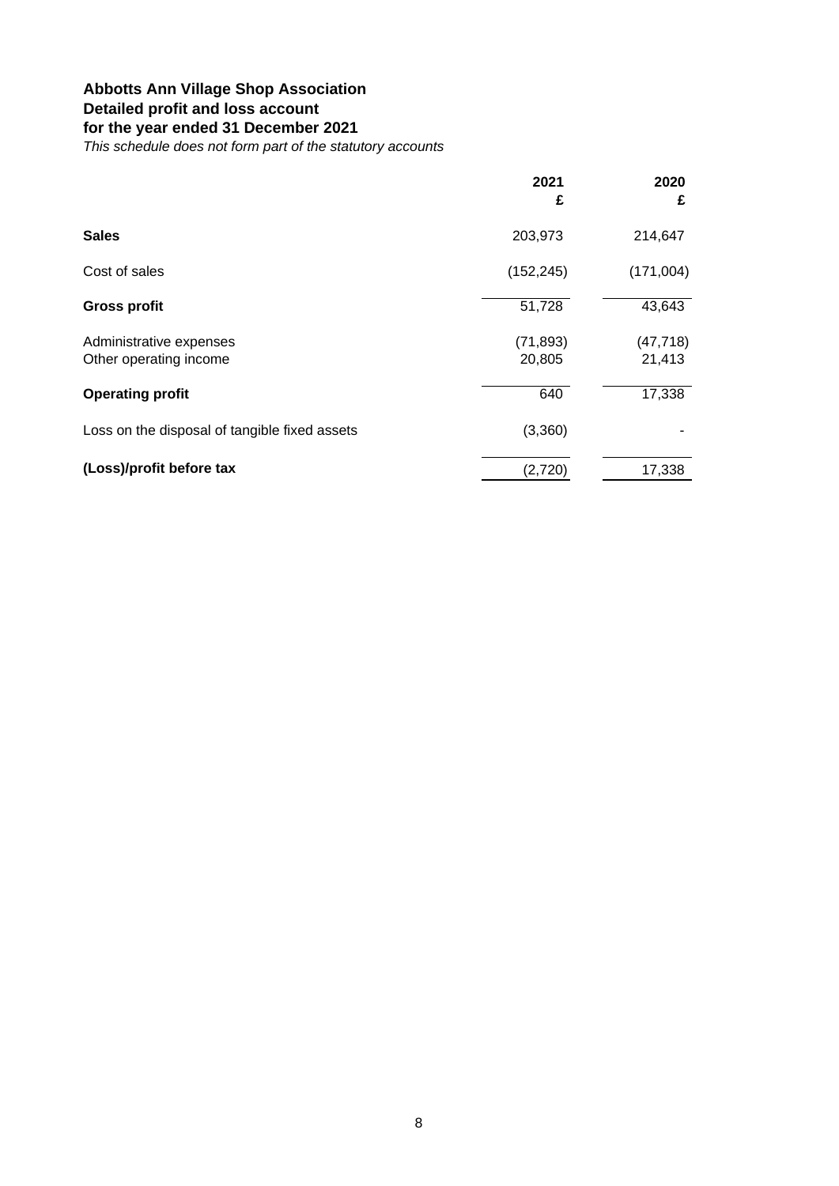**Abbotts Ann Village Shop Association**
**Detailed profit and loss account**
**for the year ended 31 December 2021**
*This schedule does not form part of the statutory accounts*

| | 2021<br>£ | 2020<br>£ |
|---|---|---|
| **Sales** | 203,973 | 214,647 |
| Cost of sales | (152,245) | (171,004) |
| **Gross profit** | 51,728 | 43,643 |
| Administrative expenses | (71,893) | (47,718) |
| Other operating income | 20,805 | 21,413 |
| **Operating profit** | 640 | 17,338 |
| Loss on the disposal of tangible fixed assets | (3,360) | - |
| **(Loss)/profit before tax** | (2,720) | 17,338 |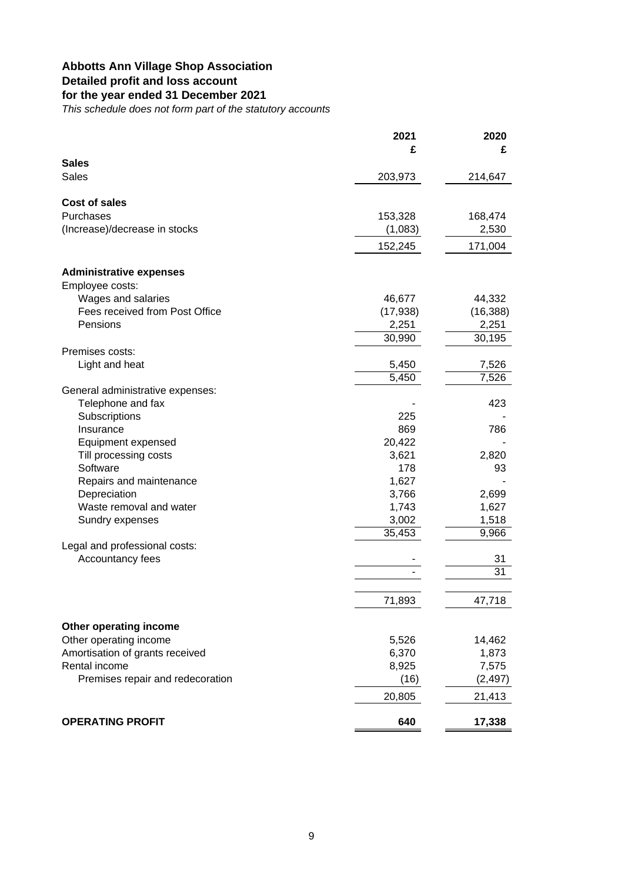**Abbotts Ann Village Shop Association**
**Detailed profit and loss account**
**for the year ended 31 December 2021**
*This schedule does not form part of the statutory accounts*

| | 2021 £ | 2020 £ |
|---|---|---|
| **Sales** | | |
| Sales | 203,973 | 214,647 |
| **Cost of sales** | | |
| Purchases | 153,328 | 168,474 |
| (Increase)/decrease in stocks | (1,083) | 2,530 |
| | 152,245 | 171,004 |
| **Administrative expenses** | | |
| Employee costs: | | |
| Wages and salaries | 46,677 | 44,332 |
| Fees received from Post Office | (17,938) | (16,388) |
| Pensions | 2,251 | 2,251 |
| | 30,990 | 30,195 |
| Premises costs: | | |
| Light and heat | 5,450 | 7,526 |
| | 5,450 | 7,526 |
| General administrative expenses: | | |
| Telephone and fax | - | 423 |
| Subscriptions | 225 | - |
| Insurance | 869 | 786 |
| Equipment expensed | 20,422 | - |
| Till processing costs | 3,621 | 2,820 |
| Software | 178 | 93 |
| Repairs and maintenance | 1,627 | - |
| Depreciation | 3,766 | 2,699 |
| Waste removal and water | 1,743 | 1,627 |
| Sundry expenses | 3,002 | 1,518 |
| | 35,453 | 9,966 |
| Legal and professional costs: | | |
| Accountancy fees | - | 31 |
| | - | 31 |
| | 71,893 | 47,718 |
| **Other operating income** | | |
| Other operating income | 5,526 | 14,462 |
| Amortisation of grants received | 6,370 | 1,873 |
| Rental income | 8,925 | 7,575 |
| Premises repair and redecoration | (16) | (2,497) |
| | 20,805 | 21,413 |
| **OPERATING PROFIT** | **640** | **17,338** |